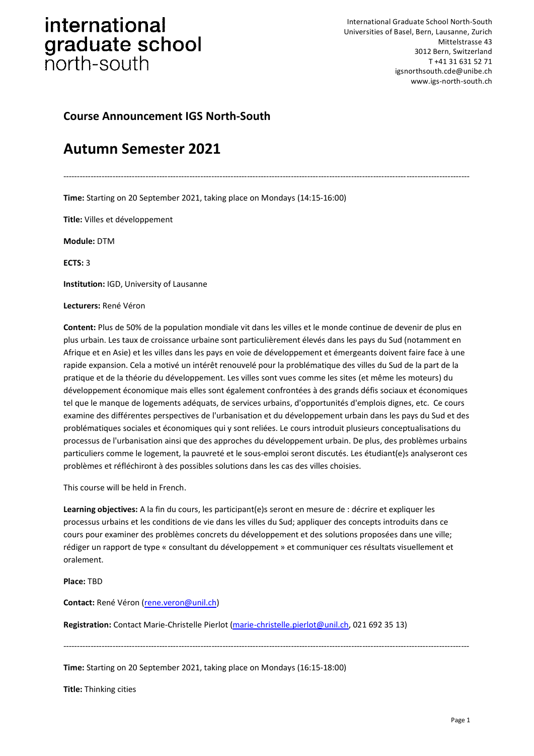international
graduate school
north-south

International Graduate School North-South
Universities of Basel, Bern, Lausanne, Zurich
Mittelstrasse 43
3012 Bern, Switzerland
T +41 31 631 52 71
igsnorthsouth.cde@unibe.ch
www.igs-north-south.ch

## Course Announcement IGS North-South

# Autumn Semester 2021

---

**Time:** Starting on 20 September 2021, taking place on Mondays (14:15-16:00)

**Title:** Villes et développement

**Module:** DTM

**ECTS:** 3

**Institution:** IGD, University of Lausanne

**Lecturers:** René Véron

**Content:** Plus de 50% de la population mondiale vit dans les villes et le monde continue de devenir de plus en plus urbain. Les taux de croissance urbaine sont particulièrement élevés dans les pays du Sud (notamment en Afrique et en Asie) et les villes dans les pays en voie de développement et émergeants doivent faire face à une rapide expansion. Cela a motivé un intérêt renouvelé pour la problématique des villes du Sud de la part de la pratique et de la théorie du développement. Les villes sont vues comme les sites (et même les moteurs) du développement économique mais elles sont également confrontées à des grands défis sociaux et économiques tel que le manque de logements adéquats, de services urbains, d'opportunités d'emplois dignes, etc. Ce cours examine des différentes perspectives de l'urbanisation et du développement urbain dans les pays du Sud et des problématiques sociales et économiques qui y sont reliées. Le cours introduit plusieurs conceptualisations du processus de l'urbanisation ainsi que des approches du développement urbain. De plus, des problèmes urbains particuliers comme le logement, la pauvreté et le sous-emploi seront discutés. Les étudiant(e)s analyseront ces problèmes et réfléchiront à des possibles solutions dans les cas des villes choisies.

This course will be held in French.

**Learning objectives:** A la fin du cours, les participant(e)s seront en mesure de : décrire et expliquer les processus urbains et les conditions de vie dans les villes du Sud; appliquer des concepts introduits dans ce cours pour examiner des problèmes concrets du développement et des solutions proposées dans une ville; rédiger un rapport de type « consultant du développement » et communiquer ces résultats visuellement et oralement.

**Place:** TBD

**Contact:** René Véron (rene.veron@unil.ch)

**Registration:** Contact Marie-Christelle Pierlot (marie-christelle.pierlot@unil.ch, 021 692 35 13)

---

**Time:** Starting on 20 September 2021, taking place on Mondays (16:15-18:00)

**Title:** Thinking cities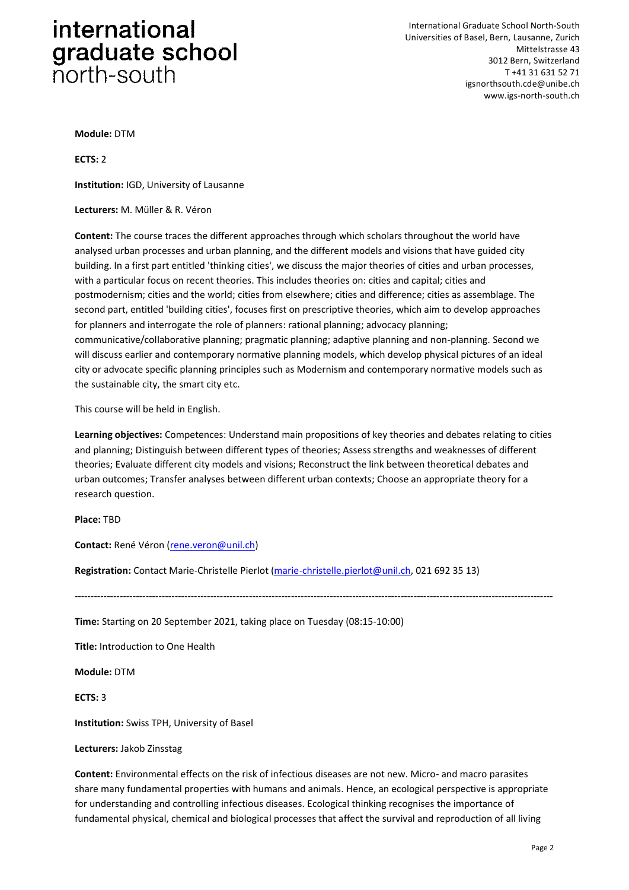**Module:** DTM

**ECTS:** 2

**Institution:** IGD, University of Lausanne

**Lecturers:** M. Müller & R. Véron

**Content:** The course traces the different approaches through which scholars throughout the world have analysed urban processes and urban planning, and the different models and visions that have guided city building. In a first part entitled 'thinking cities', we discuss the major theories of cities and urban processes, with a particular focus on recent theories. This includes theories on: cities and capital; cities and postmodernism; cities and the world; cities from elsewhere; cities and difference; cities as assemblage. The second part, entitled 'building cities', focuses first on prescriptive theories, which aim to develop approaches for planners and interrogate the role of planners: rational planning; advocacy planning; communicative/collaborative planning; pragmatic planning; adaptive planning and non-planning. Second we will discuss earlier and contemporary normative planning models, which develop physical pictures of an ideal city or advocate specific planning principles such as Modernism and contemporary normative models such as the sustainable city, the smart city etc.

This course will be held in English.

**Learning objectives:** Competences: Understand main propositions of key theories and debates relating to cities and planning; Distinguish between different types of theories; Assess strengths and weaknesses of different theories; Evaluate different city models and visions; Reconstruct the link between theoretical debates and urban outcomes; Transfer analyses between different urban contexts; Choose an appropriate theory for a research question.

**Place:** TBD

**Contact:** René Véron (rene.veron@unil.ch)

**Registration:** Contact Marie-Christelle Pierlot (marie-christelle.pierlot@unil.ch, 021 692 35 13)

---

**Time:** Starting on 20 September 2021, taking place on Tuesday (08:15-10:00)

**Title:** Introduction to One Health

**Module:** DTM

**ECTS:** 3

**Institution:** Swiss TPH, University of Basel

**Lecturers:** Jakob Zinsstag

**Content:** Environmental effects on the risk of infectious diseases are not new. Micro- and macro parasites share many fundamental properties with humans and animals. Hence, an ecological perspective is appropriate for understanding and controlling infectious diseases. Ecological thinking recognises the importance of fundamental physical, chemical and biological processes that affect the survival and reproduction of all living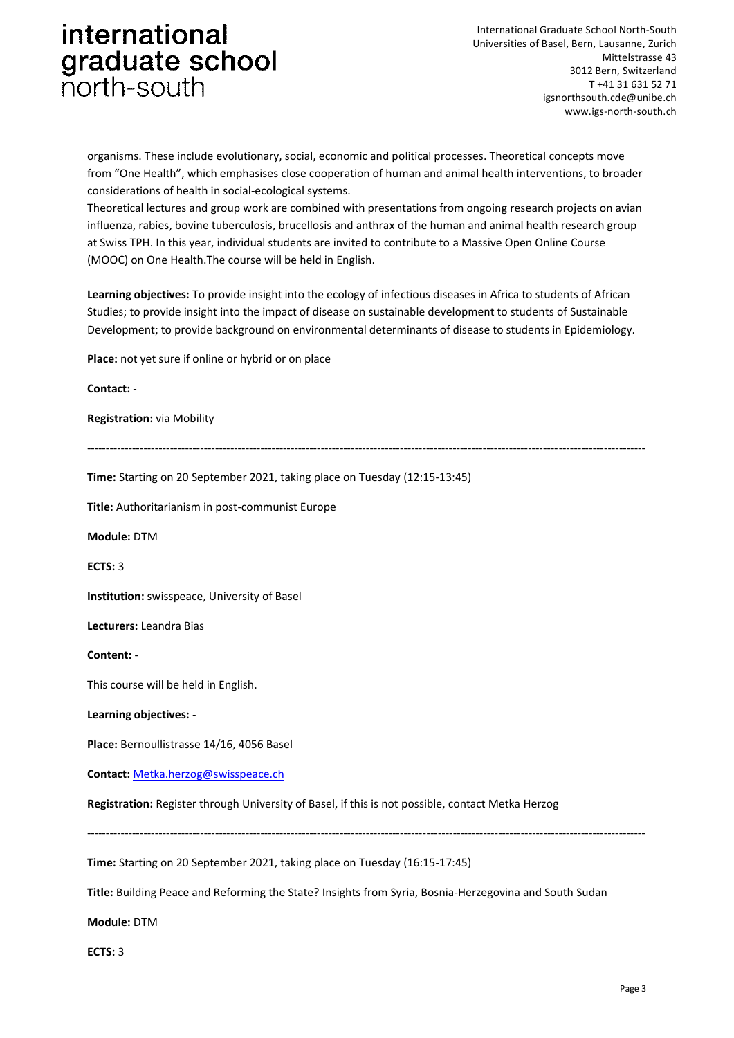organisms. These include evolutionary, social, economic and political processes. Theoretical concepts move from "One Health", which emphasises close cooperation of human and animal health interventions, to broader considerations of health in social-ecological systems.
Theoretical lectures and group work are combined with presentations from ongoing research projects on avian influenza, rabies, bovine tuberculosis, brucellosis and anthrax of the human and animal health research group at Swiss TPH. In this year, individual students are invited to contribute to a Massive Open Online Course (MOOC) on One Health.The course will be held in English.

**Learning objectives:** To provide insight into the ecology of infectious diseases in Africa to students of African Studies; to provide insight into the impact of disease on sustainable development to students of Sustainable Development; to provide background on environmental determinants of disease to students in Epidemiology.

**Place:** not yet sure if online or hybrid or on place

**Contact:** -

**Registration:** via Mobility

---

**Time:** Starting on 20 September 2021, taking place on Tuesday (12:15-13:45)

**Title:** Authoritarianism in post-communist Europe

**Module:** DTM

**ECTS:** 3

**Institution:** swisspeace, University of Basel

**Lecturers:** Leandra Bias

**Content:** -

This course will be held in English.

**Learning objectives:** -

**Place:** Bernoullistrasse 14/16, 4056 Basel

**Contact:** Metka.herzog@swisspeace.ch

**Registration:** Register through University of Basel, if this is not possible, contact Metka Herzog

---

**Time:** Starting on 20 September 2021, taking place on Tuesday (16:15-17:45)

**Title:** Building Peace and Reforming the State? Insights from Syria, Bosnia-Herzegovina and South Sudan

**Module:** DTM

**ECTS:** 3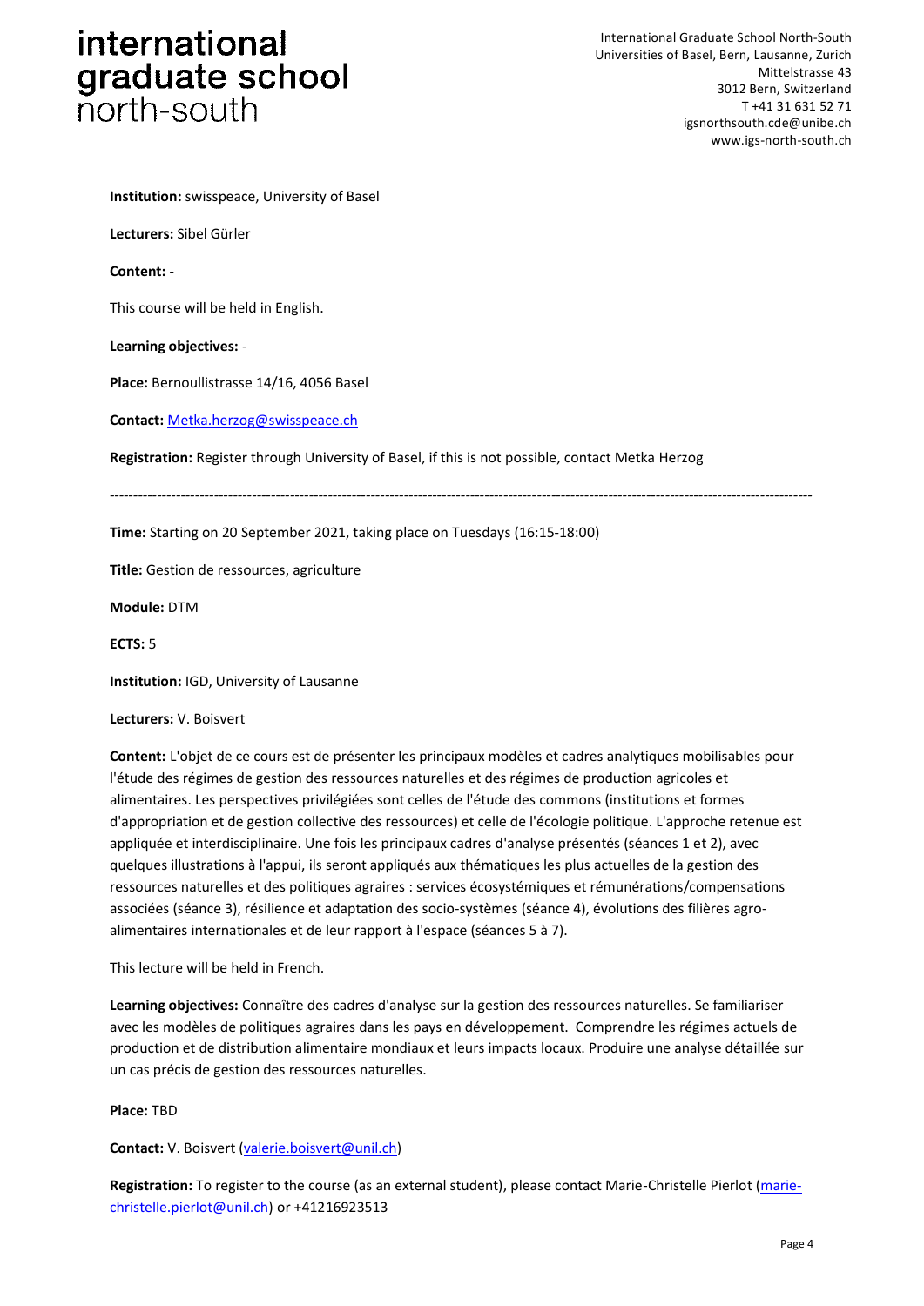**Institution:** swisspeace, University of Basel

**Lecturers:** Sibel Gürler

**Content:** -

This course will be held in English.

**Learning objectives:** -

**Place:** Bernoullistrasse 14/16, 4056 Basel

**Contact:** Metka.herzog@swisspeace.ch

**Registration:** Register through University of Basel, if this is not possible, contact Metka Herzog

---

**Time:** Starting on 20 September 2021, taking place on Tuesdays (16:15-18:00)

**Title:** Gestion de ressources, agriculture

**Module:** DTM

**ECTS:** 5

**Institution:** IGD, University of Lausanne

**Lecturers:** V. Boisvert

**Content:** L'objet de ce cours est de présenter les principaux modèles et cadres analytiques mobilisables pour l'étude des régimes de gestion des ressources naturelles et des régimes de production agricoles et alimentaires. Les perspectives privilégiées sont celles de l'étude des commons (institutions et formes d'appropriation et de gestion collective des ressources) et celle de l'écologie politique. L'approche retenue est appliquée et interdisciplinaire. Une fois les principaux cadres d'analyse présentés (séances 1 et 2), avec quelques illustrations à l'appui, ils seront appliqués aux thématiques les plus actuelles de la gestion des ressources naturelles et des politiques agraires : services écosystémiques et rémunérations/compensations associées (séance 3), résilience et adaptation des socio-systèmes (séance 4), évolutions des filières agro-alimentaires internationales et de leur rapport à l'espace (séances 5 à 7).

This lecture will be held in French.

**Learning objectives:** Connaître des cadres d'analyse sur la gestion des ressources naturelles. Se familiariser avec les modèles de politiques agraires dans les pays en développement. Comprendre les régimes actuels de production et de distribution alimentaire mondiaux et leurs impacts locaux. Produire une analyse détaillée sur un cas précis de gestion des ressources naturelles.

**Place:** TBD

**Contact:** V. Boisvert (valerie.boisvert@unil.ch)

**Registration:** To register to the course (as an external student), please contact Marie-Christelle Pierlot (marie-christelle.pierlot@unil.ch) or +41216923513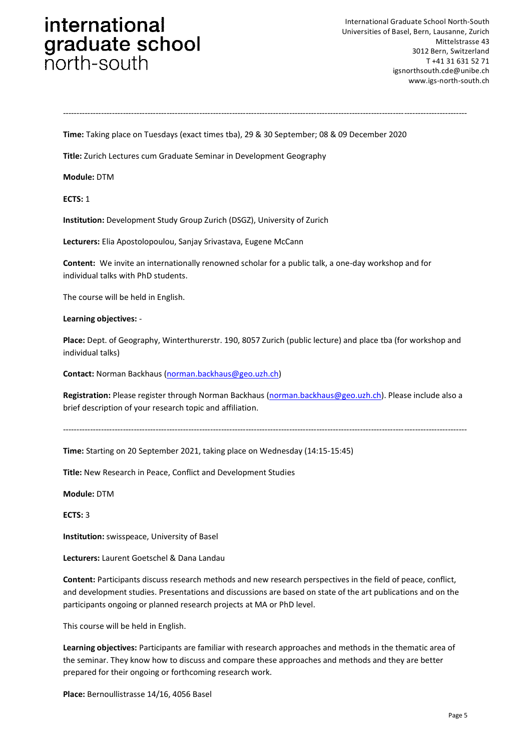---

**Time:** Taking place on Tuesdays (exact times tba), 29 & 30 September; 08 & 09 December 2020

**Title:** Zurich Lectures cum Graduate Seminar in Development Geography

**Module:** DTM

**ECTS:** 1

**Institution:** Development Study Group Zurich (DSGZ), University of Zurich

**Lecturers:** Elia Apostolopoulou, Sanjay Srivastava, Eugene McCann

**Content:** We invite an internationally renowned scholar for a public talk, a one-day workshop and for individual talks with PhD students.

The course will be held in English.

**Learning objectives:** -

**Place:** Dept. of Geography, Winterthurerstr. 190, 8057 Zurich (public lecture) and place tba (for workshop and individual talks)

**Contact:** Norman Backhaus (norman.backhaus@geo.uzh.ch)

**Registration:** Please register through Norman Backhaus (norman.backhaus@geo.uzh.ch). Please include also a brief description of your research topic and affiliation.

---

**Time:** Starting on 20 September 2021, taking place on Wednesday (14:15-15:45)

**Title:** New Research in Peace, Conflict and Development Studies

**Module:** DTM

**ECTS:** 3

**Institution:** swisspeace, University of Basel

**Lecturers:** Laurent Goetschel & Dana Landau

**Content:** Participants discuss research methods and new research perspectives in the field of peace, conflict, and development studies. Presentations and discussions are based on state of the art publications and on the participants ongoing or planned research projects at MA or PhD level.

This course will be held in English.

**Learning objectives:** Participants are familiar with research approaches and methods in the thematic area of the seminar. They know how to discuss and compare these approaches and methods and they are better prepared for their ongoing or forthcoming research work.

**Place:** Bernoullistrasse 14/16, 4056 Basel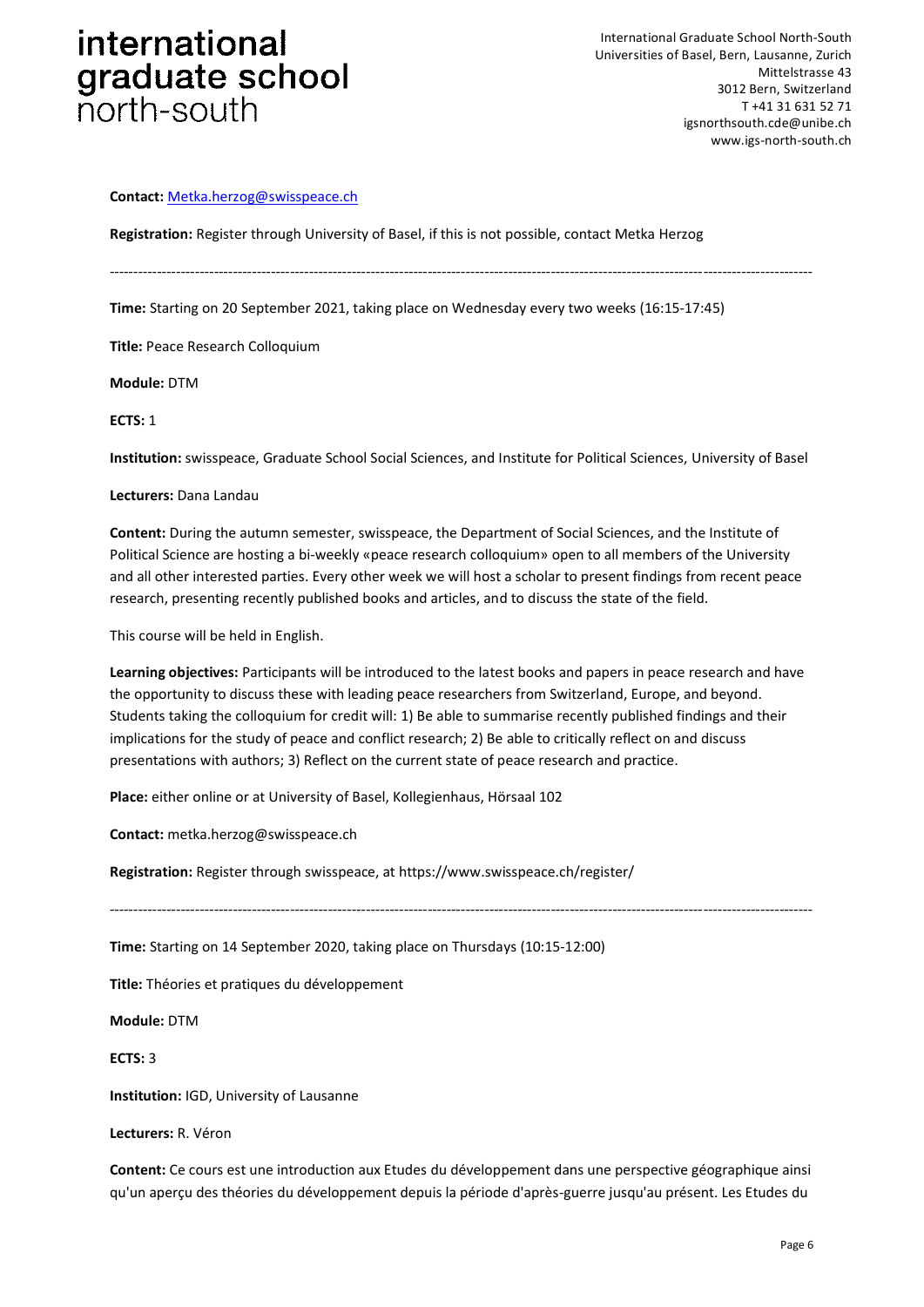**Contact:** Metka.herzog@swisspeace.ch

**Registration:** Register through University of Basel, if this is not possible, contact Metka Herzog

---

**Time:** Starting on 20 September 2021, taking place on Wednesday every two weeks (16:15-17:45)

**Title:** Peace Research Colloquium

**Module:** DTM

**ECTS:** 1

**Institution:** swisspeace, Graduate School Social Sciences, and Institute for Political Sciences, University of Basel

**Lecturers:** Dana Landau

**Content:** During the autumn semester, swisspeace, the Department of Social Sciences, and the Institute of Political Science are hosting a bi-weekly «peace research colloquium» open to all members of the University and all other interested parties. Every other week we will host a scholar to present findings from recent peace research, presenting recently published books and articles, and to discuss the state of the field.

This course will be held in English.

**Learning objectives:** Participants will be introduced to the latest books and papers in peace research and have the opportunity to discuss these with leading peace researchers from Switzerland, Europe, and beyond. Students taking the colloquium for credit will: 1) Be able to summarise recently published findings and their implications for the study of peace and conflict research; 2) Be able to critically reflect on and discuss presentations with authors; 3) Reflect on the current state of peace research and practice.

**Place:** either online or at University of Basel, Kollegienhaus, Hörsaal 102

**Contact:** metka.herzog@swisspeace.ch

**Registration:** Register through swisspeace, at https://www.swisspeace.ch/register/

---

**Time:** Starting on 14 September 2020, taking place on Thursdays (10:15-12:00)

**Title:** Théories et pratiques du développement

**Module:** DTM

**ECTS:** 3

**Institution:** IGD, University of Lausanne

**Lecturers:** R. Véron

**Content:** Ce cours est une introduction aux Etudes du développement dans une perspective géographique ainsi qu'un aperçu des théories du développement depuis la période d'après-guerre jusqu'au présent. Les Etudes du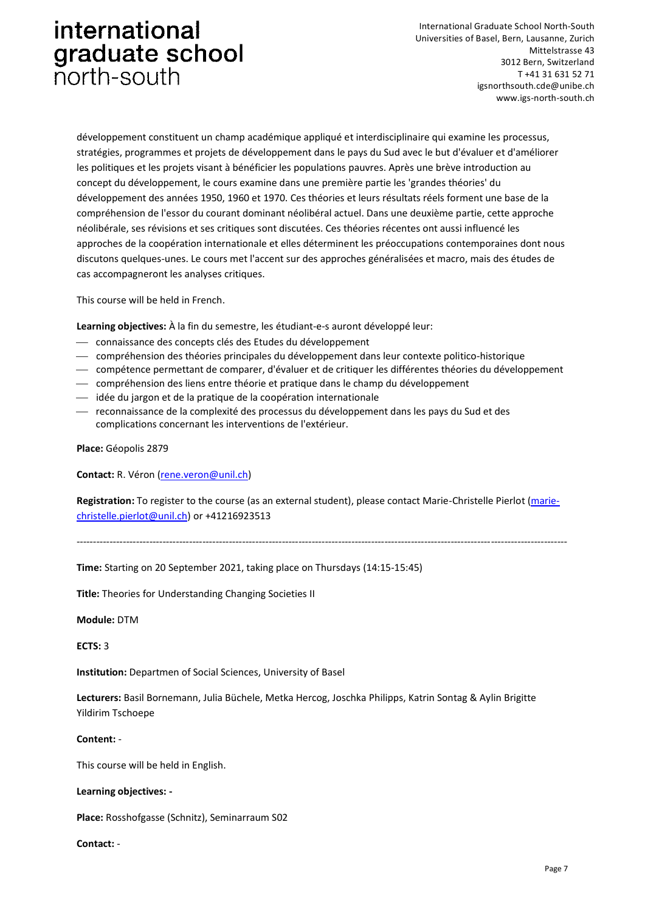développement constituent un champ académique appliqué et interdisciplinaire qui examine les processus, stratégies, programmes et projets de développement dans le pays du Sud avec le but d'évaluer et d'améliorer les politiques et les projets visant à bénéficier les populations pauvres. Après une brève introduction au concept du développement, le cours examine dans une première partie les 'grandes théories' du développement des années 1950, 1960 et 1970. Ces théories et leurs résultats réels forment une base de la compréhension de l'essor du courant dominant néolibéral actuel. Dans une deuxième partie, cette approche néolibérale, ses révisions et ses critiques sont discutées. Ces théories récentes ont aussi influencé les approches de la coopération internationale et elles déterminent les préoccupations contemporaines dont nous discutons quelques-unes. Le cours met l'accent sur des approches généralisées et macro, mais des études de cas accompagneront les analyses critiques.

This course will be held in French.

**Learning objectives:** À la fin du semestre, les étudiant-e-s auront développé leur:

- connaissance des concepts clés des Etudes du développement
- compréhension des théories principales du développement dans leur contexte politico-historique
- compétence permettant de comparer, d'évaluer et de critiquer les différentes théories du développement
- compréhension des liens entre théorie et pratique dans le champ du développement
- idée du jargon et de la pratique de la coopération internationale
- reconnaissance de la complexité des processus du développement dans les pays du Sud et des complications concernant les interventions de l'extérieur.

**Place:** Géopolis 2879

**Contact:** R. Véron (rene.veron@unil.ch)

**Registration:** To register to the course (as an external student), please contact Marie-Christelle Pierlot (marie-christelle.pierlot@unil.ch) or +41216923513

---

**Time:** Starting on 20 September 2021, taking place on Thursdays (14:15-15:45)

**Title:** Theories for Understanding Changing Societies II

**Module:** DTM

**ECTS:** 3

**Institution:** Departmen of Social Sciences, University of Basel

**Lecturers:** Basil Bornemann, Julia Büchele, Metka Hercog, Joschka Philipps, Katrin Sontag & Aylin Brigitte Yildirim Tschoepe

**Content:** -

This course will be held in English.

**Learning objectives: -**

**Place:** Rosshofgasse (Schnitz), Seminarraum S02

**Contact:** -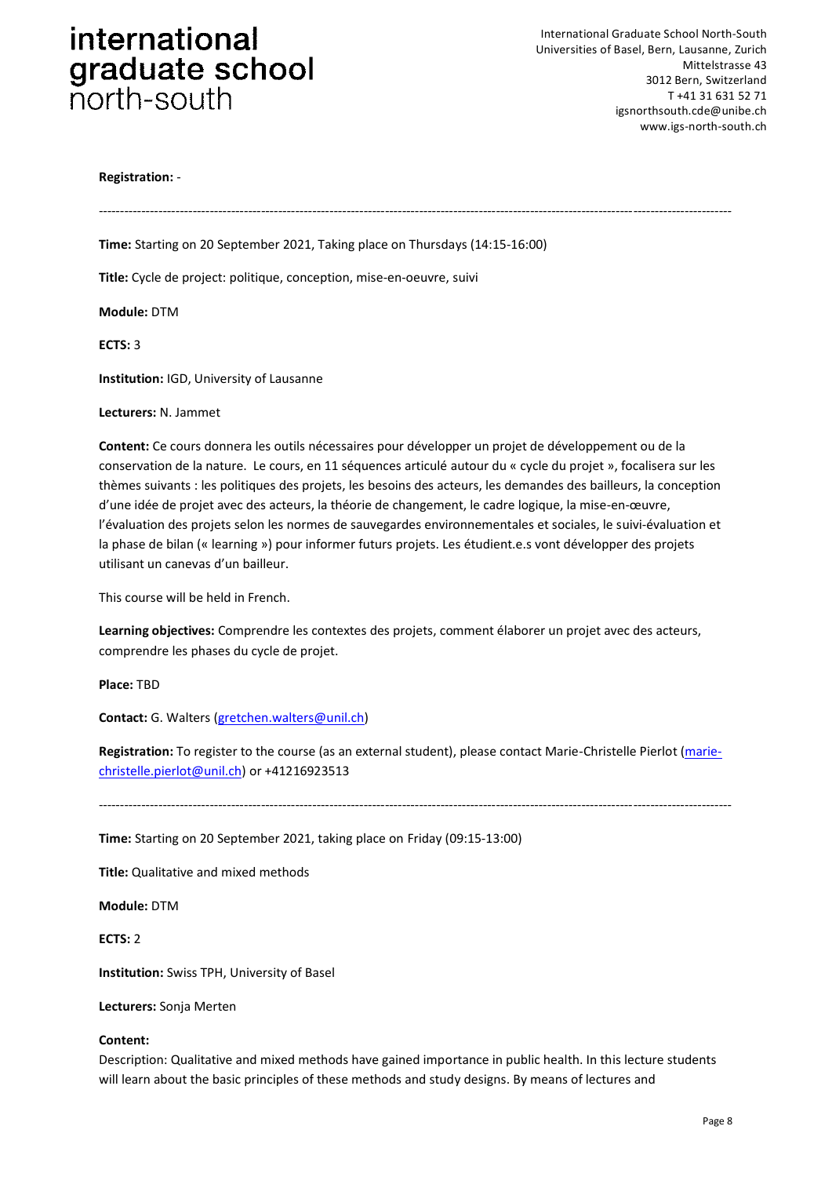**Registration:** -

---

**Time:** Starting on 20 September 2021, Taking place on Thursdays (14:15-16:00)

**Title:** Cycle de project: politique, conception, mise-en-oeuvre, suivi

**Module:** DTM

**ECTS:** 3

**Institution:** IGD, University of Lausanne

**Lecturers:** N. Jammet

**Content:** Ce cours donnera les outils nécessaires pour développer un projet de développement ou de la conservation de la nature. Le cours, en 11 séquences articulé autour du « cycle du projet », focalisera sur les thèmes suivants : les politiques des projets, les besoins des acteurs, les demandes des bailleurs, la conception d'une idée de projet avec des acteurs, la théorie de changement, le cadre logique, la mise-en-œuvre, l'évaluation des projets selon les normes de sauvegardes environnementales et sociales, le suivi-évaluation et la phase de bilan (« learning ») pour informer futurs projets. Les étudient.e.s vont développer des projets utilisant un canevas d'un bailleur.

This course will be held in French.

**Learning objectives:** Comprendre les contextes des projets, comment élaborer un projet avec des acteurs, comprendre les phases du cycle de projet.

**Place:** TBD

**Contact:** G. Walters (gretchen.walters@unil.ch)

**Registration:** To register to the course (as an external student), please contact Marie-Christelle Pierlot (marie-christelle.pierlot@unil.ch) or +41216923513

---

**Time:** Starting on 20 September 2021, taking place on Friday (09:15-13:00)

**Title:** Qualitative and mixed methods

**Module:** DTM

**ECTS:** 2

**Institution:** Swiss TPH, University of Basel

**Lecturers:** Sonja Merten

**Content:**

Description: Qualitative and mixed methods have gained importance in public health. In this lecture students will learn about the basic principles of these methods and study designs. By means of lectures and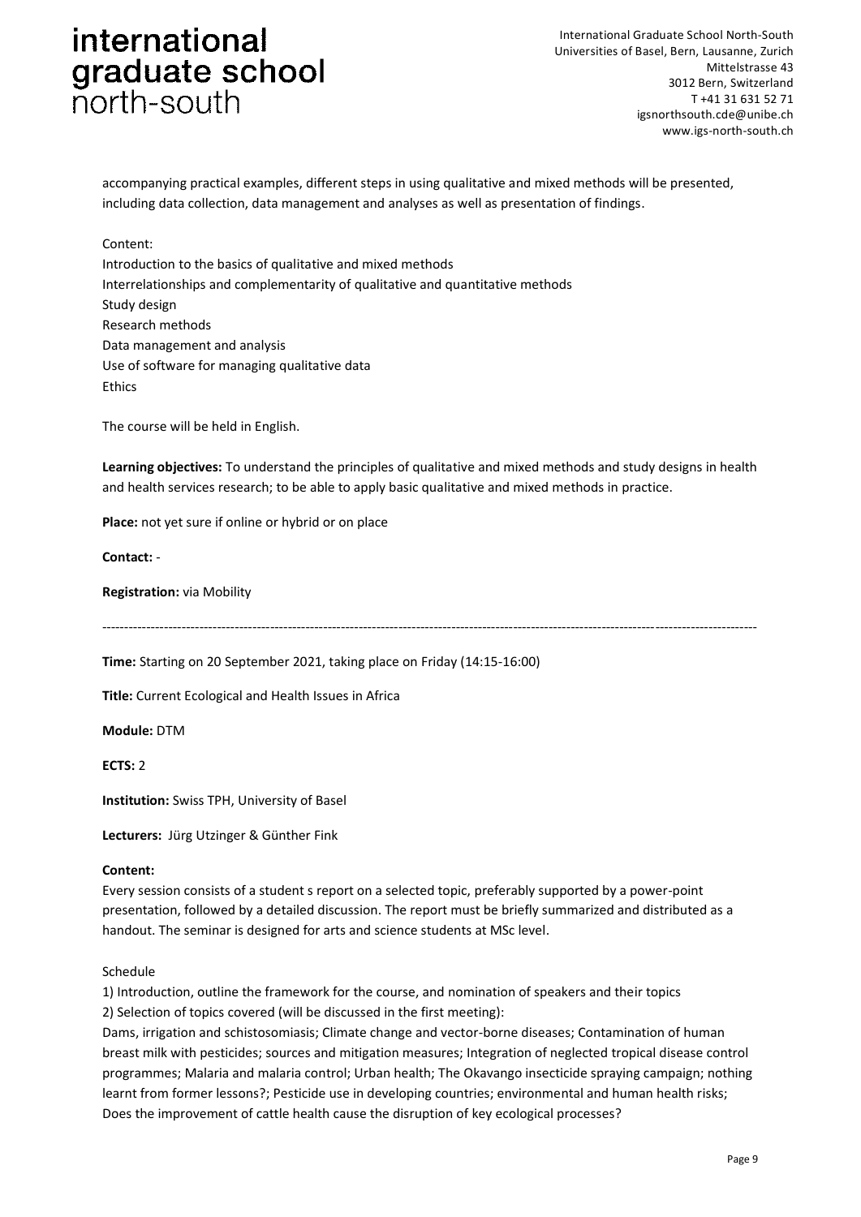accompanying practical examples, different steps in using qualitative and mixed methods will be presented, including data collection, data management and analyses as well as presentation of findings.

Content:
Introduction to the basics of qualitative and mixed methods
Interrelationships and complementarity of qualitative and quantitative methods
Study design
Research methods
Data management and analysis
Use of software for managing qualitative data
Ethics

The course will be held in English.

**Learning objectives:** To understand the principles of qualitative and mixed methods and study designs in health and health services research; to be able to apply basic qualitative and mixed methods in practice.

**Place:** not yet sure if online or hybrid or on place

**Contact:** -

**Registration:** via Mobility

---

**Time:** Starting on 20 September 2021, taking place on Friday (14:15-16:00)

**Title:** Current Ecological and Health Issues in Africa

**Module:** DTM

**ECTS:** 2

**Institution:** Swiss TPH, University of Basel

**Lecturers:** Jürg Utzinger & Günther Fink

**Content:**
Every session consists of a student s report on a selected topic, preferably supported by a power-point presentation, followed by a detailed discussion. The report must be briefly summarized and distributed as a handout. The seminar is designed for arts and science students at MSc level.

Schedule
1) Introduction, outline the framework for the course, and nomination of speakers and their topics
2) Selection of topics covered (will be discussed in the first meeting):
Dams, irrigation and schistosomiasis; Climate change and vector-borne diseases; Contamination of human breast milk with pesticides; sources and mitigation measures; Integration of neglected tropical disease control programmes; Malaria and malaria control; Urban health; The Okavango insecticide spraying campaign; nothing learnt from former lessons?; Pesticide use in developing countries; environmental and human health risks; Does the improvement of cattle health cause the disruption of key ecological processes?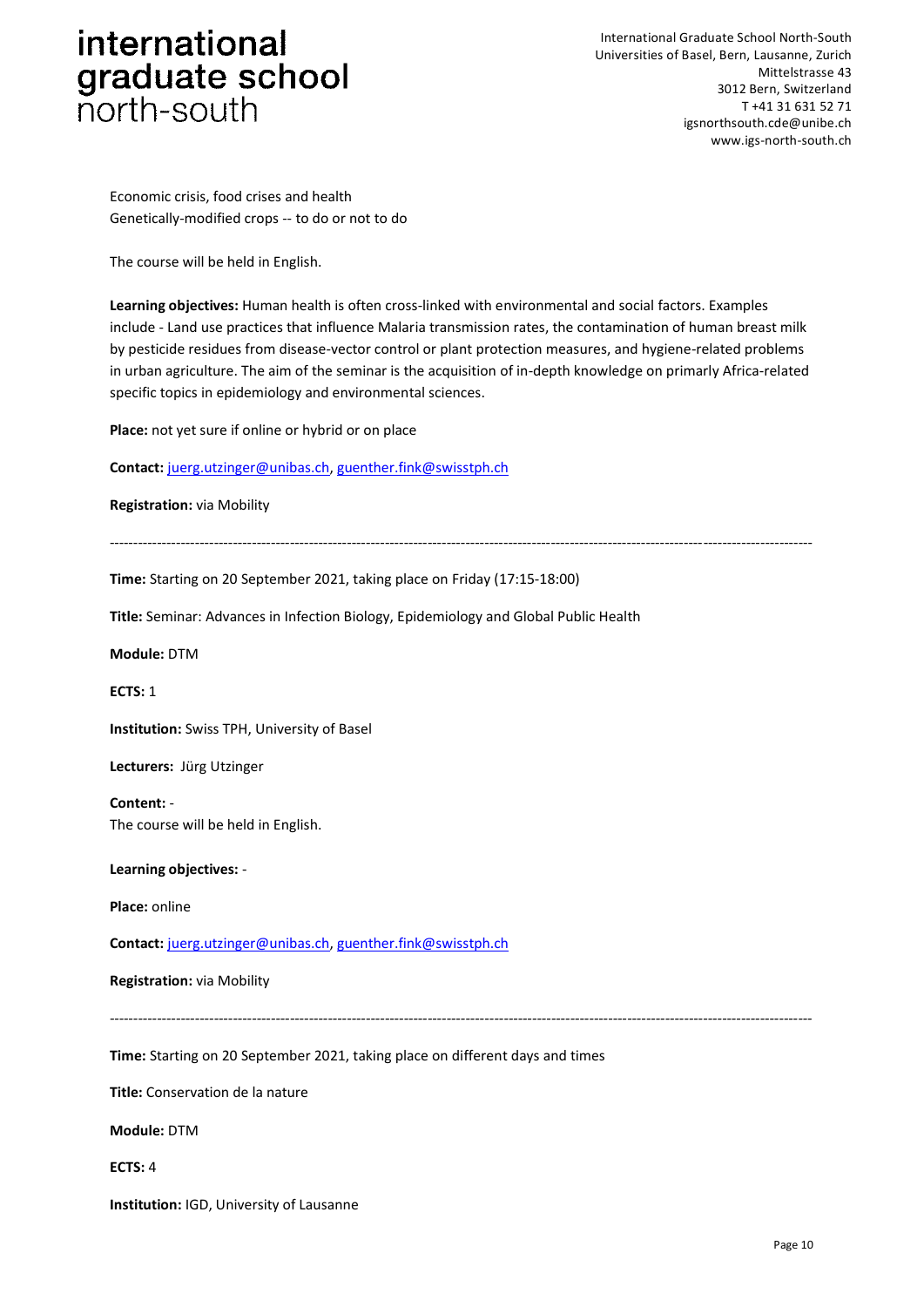Economic crisis, food crises and health
Genetically-modified crops -- to do or not to do

The course will be held in English.

**Learning objectives:** Human health is often cross-linked with environmental and social factors. Examples include - Land use practices that influence Malaria transmission rates, the contamination of human breast milk by pesticide residues from disease-vector control or plant protection measures, and hygiene-related problems in urban agriculture. The aim of the seminar is the acquisition of in-depth knowledge on primarly Africa-related specific topics in epidemiology and environmental sciences.

**Place:** not yet sure if online or hybrid or on place

**Contact:** juerg.utzinger@unibas.ch, guenther.fink@swisstph.ch

**Registration:** via Mobility

---

**Time:** Starting on 20 September 2021, taking place on Friday (17:15-18:00)

**Title:** Seminar: Advances in Infection Biology, Epidemiology and Global Public Health

**Module:** DTM

**ECTS:** 1

**Institution:** Swiss TPH, University of Basel

**Lecturers:** Jürg Utzinger

**Content:** -
The course will be held in English.

**Learning objectives:** -

**Place:** online

**Contact:** juerg.utzinger@unibas.ch, guenther.fink@swisstph.ch

**Registration:** via Mobility

---

**Time:** Starting on 20 September 2021, taking place on different days and times

**Title:** Conservation de la nature

**Module:** DTM

**ECTS:** 4

**Institution:** IGD, University of Lausanne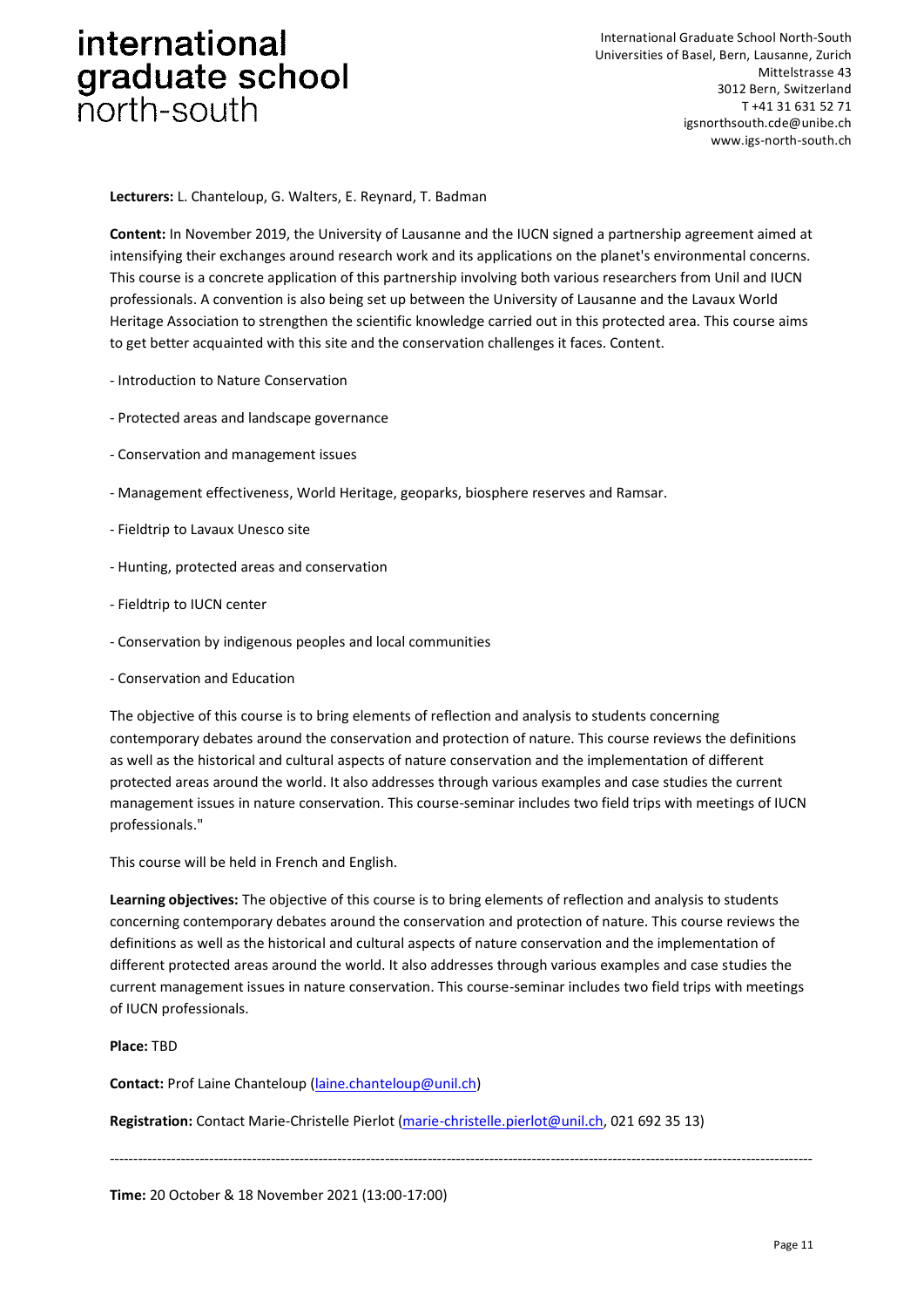**Lecturers:** L. Chanteloup, G. Walters, E. Reynard, T. Badman

**Content:** In November 2019, the University of Lausanne and the IUCN signed a partnership agreement aimed at intensifying their exchanges around research work and its applications on the planet's environmental concerns. This course is a concrete application of this partnership involving both various researchers from Unil and IUCN professionals. A convention is also being set up between the University of Lausanne and the Lavaux World Heritage Association to strengthen the scientific knowledge carried out in this protected area. This course aims to get better acquainted with this site and the conservation challenges it faces. Content.

- Introduction to Nature Conservation

- Protected areas and landscape governance

- Conservation and management issues

- Management effectiveness, World Heritage, geoparks, biosphere reserves and Ramsar.

- Fieldtrip to Lavaux Unesco site

- Hunting, protected areas and conservation

- Fieldtrip to IUCN center

- Conservation by indigenous peoples and local communities

- Conservation and Education

The objective of this course is to bring elements of reflection and analysis to students concerning contemporary debates around the conservation and protection of nature. This course reviews the definitions as well as the historical and cultural aspects of nature conservation and the implementation of different protected areas around the world. It also addresses through various examples and case studies the current management issues in nature conservation. This course-seminar includes two field trips with meetings of IUCN professionals."

This course will be held in French and English.

**Learning objectives:** The objective of this course is to bring elements of reflection and analysis to students concerning contemporary debates around the conservation and protection of nature. This course reviews the definitions as well as the historical and cultural aspects of nature conservation and the implementation of different protected areas around the world. It also addresses through various examples and case studies the current management issues in nature conservation. This course-seminar includes two field trips with meetings of IUCN professionals.

**Place:** TBD

**Contact:** Prof Laine Chanteloup (laine.chanteloup@unil.ch)

**Registration:** Contact Marie-Christelle Pierlot (marie-christelle.pierlot@unil.ch, 021 692 35 13)

---

**Time:** 20 October & 18 November 2021 (13:00-17:00)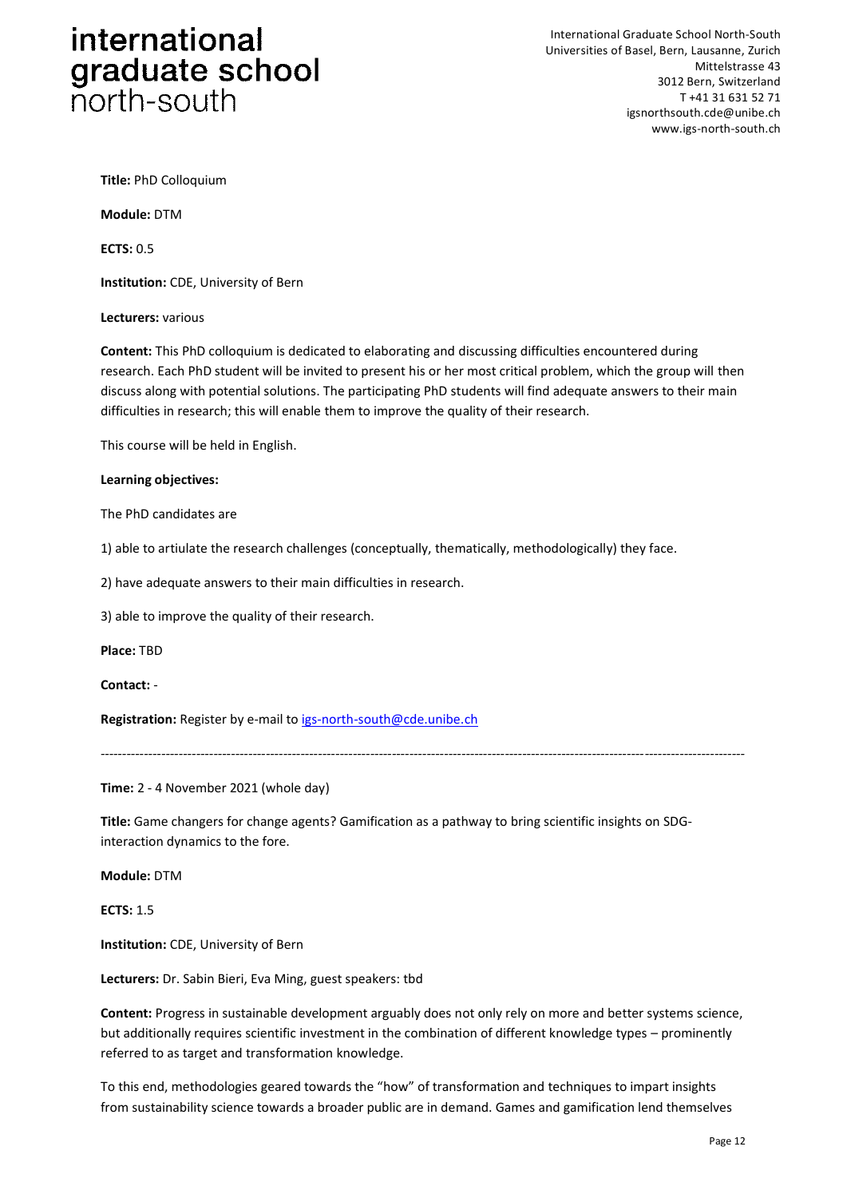**Title:** PhD Colloquium

**Module:** DTM

**ECTS:** 0.5

**Institution:** CDE, University of Bern

**Lecturers:** various

**Content:** This PhD colloquium is dedicated to elaborating and discussing difficulties encountered during research. Each PhD student will be invited to present his or her most critical problem, which the group will then discuss along with potential solutions. The participating PhD students will find adequate answers to their main difficulties in research; this will enable them to improve the quality of their research.

This course will be held in English.

**Learning objectives:**

The PhD candidates are

1) able to artiulate the research challenges (conceptually, thematically, methodologically) they face.

2) have adequate answers to their main difficulties in research.

3) able to improve the quality of their research.

**Place:** TBD

**Contact:** -

**Registration:** Register by e-mail to igs-north-south@cde.unibe.ch

---

**Time:** 2 - 4 November 2021 (whole day)

**Title:** Game changers for change agents? Gamification as a pathway to bring scientific insights on SDG-interaction dynamics to the fore.

**Module:** DTM

**ECTS:** 1.5

**Institution:** CDE, University of Bern

**Lecturers:** Dr. Sabin Bieri, Eva Ming, guest speakers: tbd

**Content:** Progress in sustainable development arguably does not only rely on more and better systems science, but additionally requires scientific investment in the combination of different knowledge types – prominently referred to as target and transformation knowledge.

To this end, methodologies geared towards the "how" of transformation and techniques to impart insights from sustainability science towards a broader public are in demand. Games and gamification lend themselves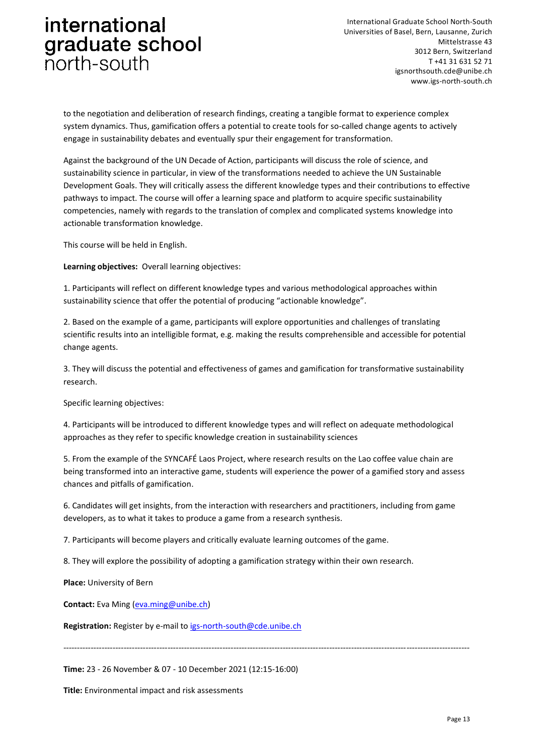to the negotiation and deliberation of research findings, creating a tangible format to experience complex system dynamics. Thus, gamification offers a potential to create tools for so-called change agents to actively engage in sustainability debates and eventually spur their engagement for transformation.

Against the background of the UN Decade of Action, participants will discuss the role of science, and sustainability science in particular, in view of the transformations needed to achieve the UN Sustainable Development Goals. They will critically assess the different knowledge types and their contributions to effective pathways to impact. The course will offer a learning space and platform to acquire specific sustainability competencies, namely with regards to the translation of complex and complicated systems knowledge into actionable transformation knowledge.

This course will be held in English.

**Learning objectives:** Overall learning objectives:

1. Participants will reflect on different knowledge types and various methodological approaches within sustainability science that offer the potential of producing "actionable knowledge".

2. Based on the example of a game, participants will explore opportunities and challenges of translating scientific results into an intelligible format, e.g. making the results comprehensible and accessible for potential change agents.

3. They will discuss the potential and effectiveness of games and gamification for transformative sustainability research.

Specific learning objectives:

4. Participants will be introduced to different knowledge types and will reflect on adequate methodological approaches as they refer to specific knowledge creation in sustainability sciences

5. From the example of the SYNCAFÉ Laos Project, where research results on the Lao coffee value chain are being transformed into an interactive game, students will experience the power of a gamified story and assess chances and pitfalls of gamification.

6. Candidates will get insights, from the interaction with researchers and practitioners, including from game developers, as to what it takes to produce a game from a research synthesis.

7. Participants will become players and critically evaluate learning outcomes of the game.

8. They will explore the possibility of adopting a gamification strategy within their own research.

**Place:** University of Bern

**Contact:** Eva Ming (eva.ming@unibe.ch)

**Registration:** Register by e-mail to igs-north-south@cde.unibe.ch

---

**Time:** 23 - 26 November & 07 - 10 December 2021 (12:15-16:00)

**Title:** Environmental impact and risk assessments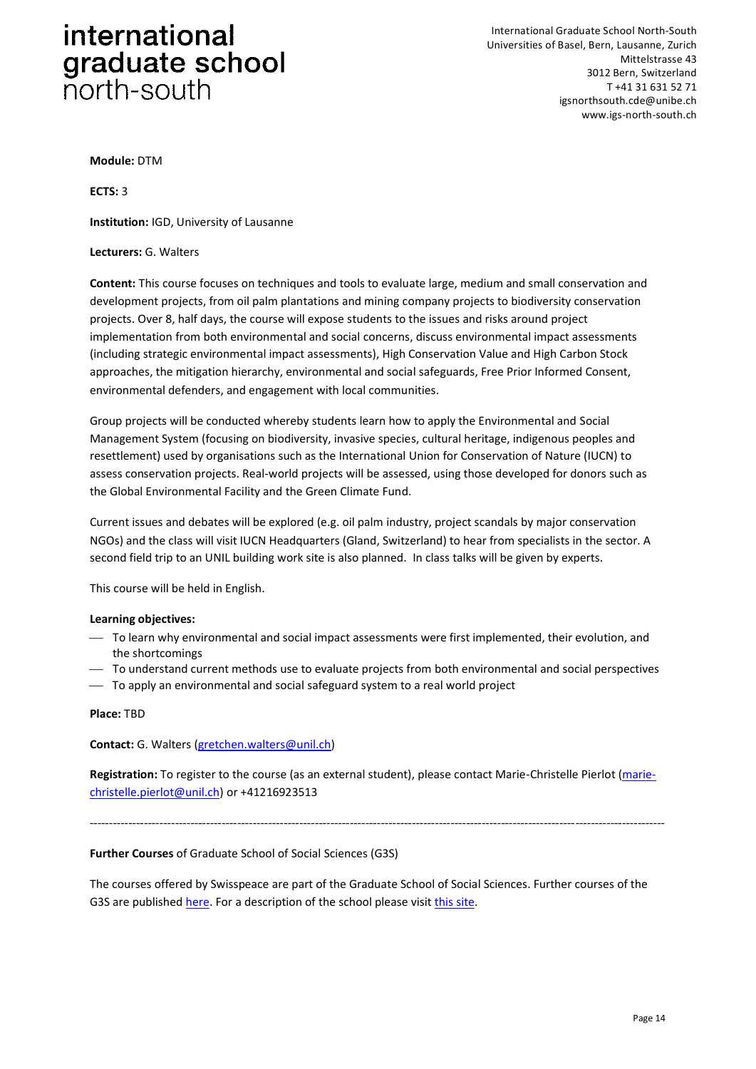**Module:** DTM

**ECTS:** 3

**Institution:** IGD, University of Lausanne

**Lecturers:** G. Walters

**Content:** This course focuses on techniques and tools to evaluate large, medium and small conservation and development projects, from oil palm plantations and mining company projects to biodiversity conservation projects. Over 8, half days, the course will expose students to the issues and risks around project implementation from both environmental and social concerns, discuss environmental impact assessments (including strategic environmental impact assessments), High Conservation Value and High Carbon Stock approaches, the mitigation hierarchy, environmental and social safeguards, Free Prior Informed Consent, environmental defenders, and engagement with local communities.

Group projects will be conducted whereby students learn how to apply the Environmental and Social Management System (focusing on biodiversity, invasive species, cultural heritage, indigenous peoples and resettlement) used by organisations such as the International Union for Conservation of Nature (IUCN) to assess conservation projects. Real-world projects will be assessed, using those developed for donors such as the Global Environmental Facility and the Green Climate Fund.

Current issues and debates will be explored (e.g. oil palm industry, project scandals by major conservation NGOs) and the class will visit IUCN Headquarters (Gland, Switzerland) to hear from specialists in the sector. A second field trip to an UNIL building work site is also planned. In class talks will be given by experts.

This course will be held in English.

**Learning objectives:**

- To learn why environmental and social impact assessments were first implemented, their evolution, and the shortcomings
- To understand current methods use to evaluate projects from both environmental and social perspectives
- To apply an environmental and social safeguard system to a real world project

**Place:** TBD

**Contact:** G. Walters (gretchen.walters@unil.ch)

**Registration:** To register to the course (as an external student), please contact Marie-Christelle Pierlot (marie-christelle.pierlot@unil.ch) or +41216923513

---

**Further Courses** of Graduate School of Social Sciences (G3S)

The courses offered by Swisspeace are part of the Graduate School of Social Sciences. Further courses of the G3S are published here. For a description of the school please visit this site.